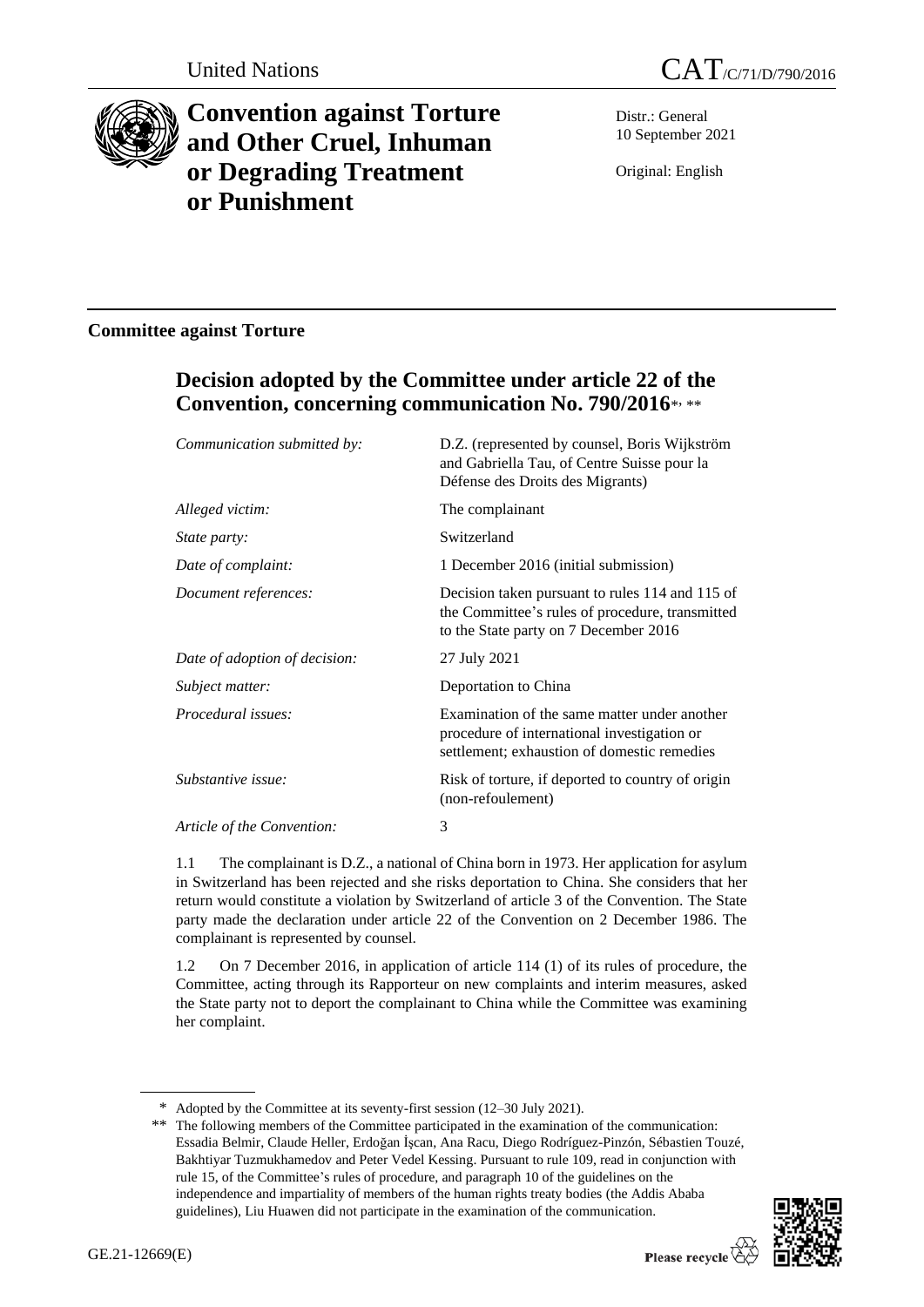United Nations CAT/C/71/D/790/2016

# Convention against Torture and Other Cruel, Inhuman or Degrading Treatment or Punishment

Distr.: General
10 September 2021

Original: English

## Committee against Torture

## Decision adopted by the Committee under article 22 of the Convention, concerning communication No. 790/2016*, **

| | |
|---|---|
| *Communication submitted by:* | D.Z. (represented by counsel, Boris Wijkström and Gabriella Tau, of Centre Suisse pour la Défense des Droits des Migrants) |
| *Alleged victim:* | The complainant |
| *State party:* | Switzerland |
| *Date of complaint:* | 1 December 2016 (initial submission) |
| *Document references:* | Decision taken pursuant to rules 114 and 115 of the Committee's rules of procedure, transmitted to the State party on 7 December 2016 |
| *Date of adoption of decision:* | 27 July 2021 |
| *Subject matter:* | Deportation to China |
| *Procedural issues:* | Examination of the same matter under another procedure of international investigation or settlement; exhaustion of domestic remedies |
| *Substantive issue:* | Risk of torture, if deported to country of origin (non-refoulement) |
| *Article of the Convention:* | 3 |

1.1 The complainant is D.Z., a national of China born in 1973. Her application for asylum in Switzerland has been rejected and she risks deportation to China. She considers that her return would constitute a violation by Switzerland of article 3 of the Convention. The State party made the declaration under article 22 of the Convention on 2 December 1986. The complainant is represented by counsel.

1.2 On 7 December 2016, in application of article 114 (1) of its rules of procedure, the Committee, acting through its Rapporteur on new complaints and interim measures, asked the State party not to deport the complainant to China while the Committee was examining her complaint.

\* Adopted by the Committee at its seventy-first session (12–30 July 2021).

\*\* The following members of the Committee participated in the examination of the communication: Essadia Belmir, Claude Heller, Erdoğan İşcan, Ana Racu, Diego Rodríguez-Pinzón, Sébastien Touzé, Bakhtiyar Tuzmukhamedov and Peter Vedel Kessing. Pursuant to rule 109, read in conjunction with rule 15, of the Committee's rules of procedure, and paragraph 10 of the guidelines on the independence and impartiality of members of the human rights treaty bodies (the Addis Ababa guidelines), Liu Huawen did not participate in the examination of the communication.

GE.21-12669(E)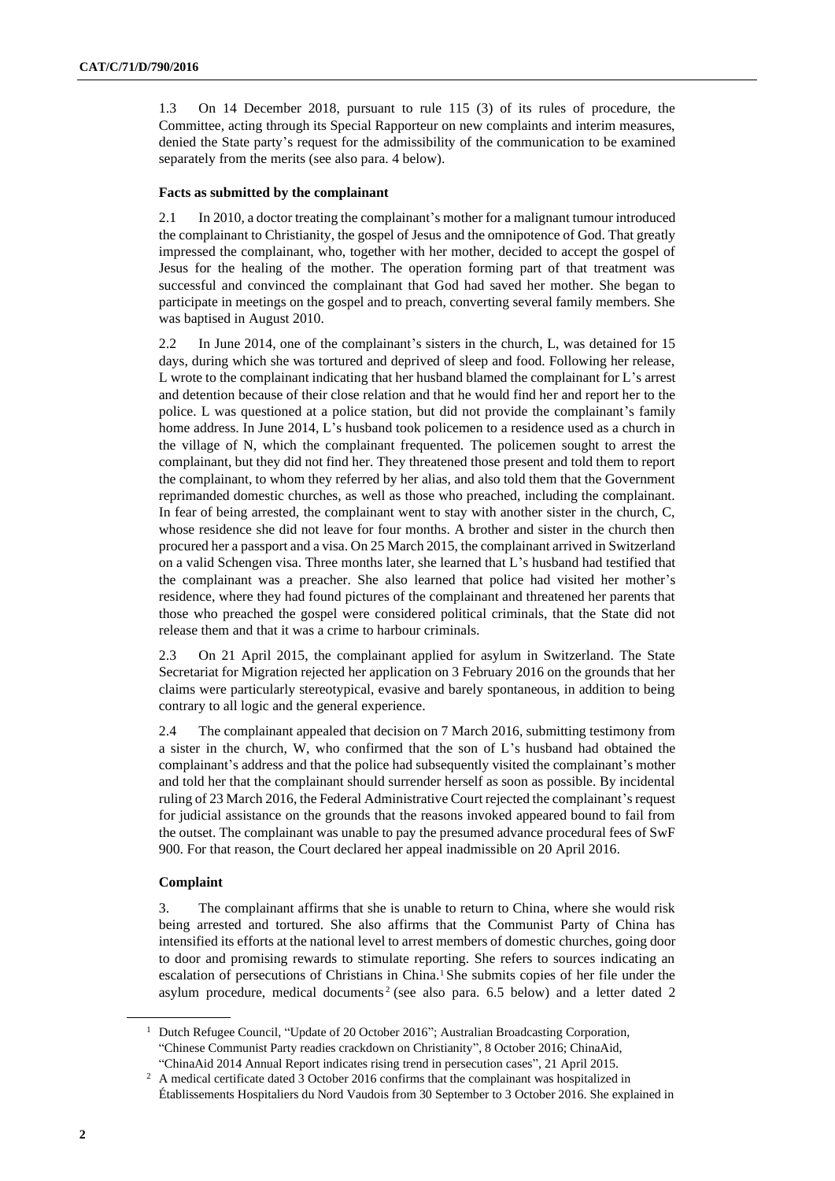1.3 On 14 December 2018, pursuant to rule 115 (3) of its rules of procedure, the Committee, acting through its Special Rapporteur on new complaints and interim measures, denied the State party's request for the admissibility of the communication to be examined separately from the merits (see also para. 4 below).

### Facts as submitted by the complainant

2.1 In 2010, a doctor treating the complainant's mother for a malignant tumour introduced the complainant to Christianity, the gospel of Jesus and the omnipotence of God. That greatly impressed the complainant, who, together with her mother, decided to accept the gospel of Jesus for the healing of the mother. The operation forming part of that treatment was successful and convinced the complainant that God had saved her mother. She began to participate in meetings on the gospel and to preach, converting several family members. She was baptised in August 2010.

2.2 In June 2014, one of the complainant's sisters in the church, L, was detained for 15 days, during which she was tortured and deprived of sleep and food. Following her release, L wrote to the complainant indicating that her husband blamed the complainant for L's arrest and detention because of their close relation and that he would find her and report her to the police. L was questioned at a police station, but did not provide the complainant's family home address. In June 2014, L's husband took policemen to a residence used as a church in the village of N, which the complainant frequented. The policemen sought to arrest the complainant, but they did not find her. They threatened those present and told them to report the complainant, to whom they referred by her alias, and also told them that the Government reprimanded domestic churches, as well as those who preached, including the complainant. In fear of being arrested, the complainant went to stay with another sister in the church, C, whose residence she did not leave for four months. A brother and sister in the church then procured her a passport and a visa. On 25 March 2015, the complainant arrived in Switzerland on a valid Schengen visa. Three months later, she learned that L's husband had testified that the complainant was a preacher. She also learned that police had visited her mother's residence, where they had found pictures of the complainant and threatened her parents that those who preached the gospel were considered political criminals, that the State did not release them and that it was a crime to harbour criminals.

2.3 On 21 April 2015, the complainant applied for asylum in Switzerland. The State Secretariat for Migration rejected her application on 3 February 2016 on the grounds that her claims were particularly stereotypical, evasive and barely spontaneous, in addition to being contrary to all logic and the general experience.

2.4 The complainant appealed that decision on 7 March 2016, submitting testimony from a sister in the church, W, who confirmed that the son of L's husband had obtained the complainant's address and that the police had subsequently visited the complainant's mother and told her that the complainant should surrender herself as soon as possible. By incidental ruling of 23 March 2016, the Federal Administrative Court rejected the complainant's request for judicial assistance on the grounds that the reasons invoked appeared bound to fail from the outset. The complainant was unable to pay the presumed advance procedural fees of SwF 900. For that reason, the Court declared her appeal inadmissible on 20 April 2016.

### Complaint

3. The complainant affirms that she is unable to return to China, where she would risk being arrested and tortured. She also affirms that the Communist Party of China has intensified its efforts at the national level to arrest members of domestic churches, going door to door and promising rewards to stimulate reporting. She refers to sources indicating an escalation of persecutions of Christians in China.[1] She submits copies of her file under the asylum procedure, medical documents[2] (see also para. 6.5 below) and a letter dated 2

[1] Dutch Refugee Council, "Update of 20 October 2016"; Australian Broadcasting Corporation, "Chinese Communist Party readies crackdown on Christianity", 8 October 2016; ChinaAid, "ChinaAid 2014 Annual Report indicates rising trend in persecution cases", 21 April 2015.

[2] A medical certificate dated 3 October 2016 confirms that the complainant was hospitalized in Établissements Hospitaliers du Nord Vaudois from 30 September to 3 October 2016. She explained in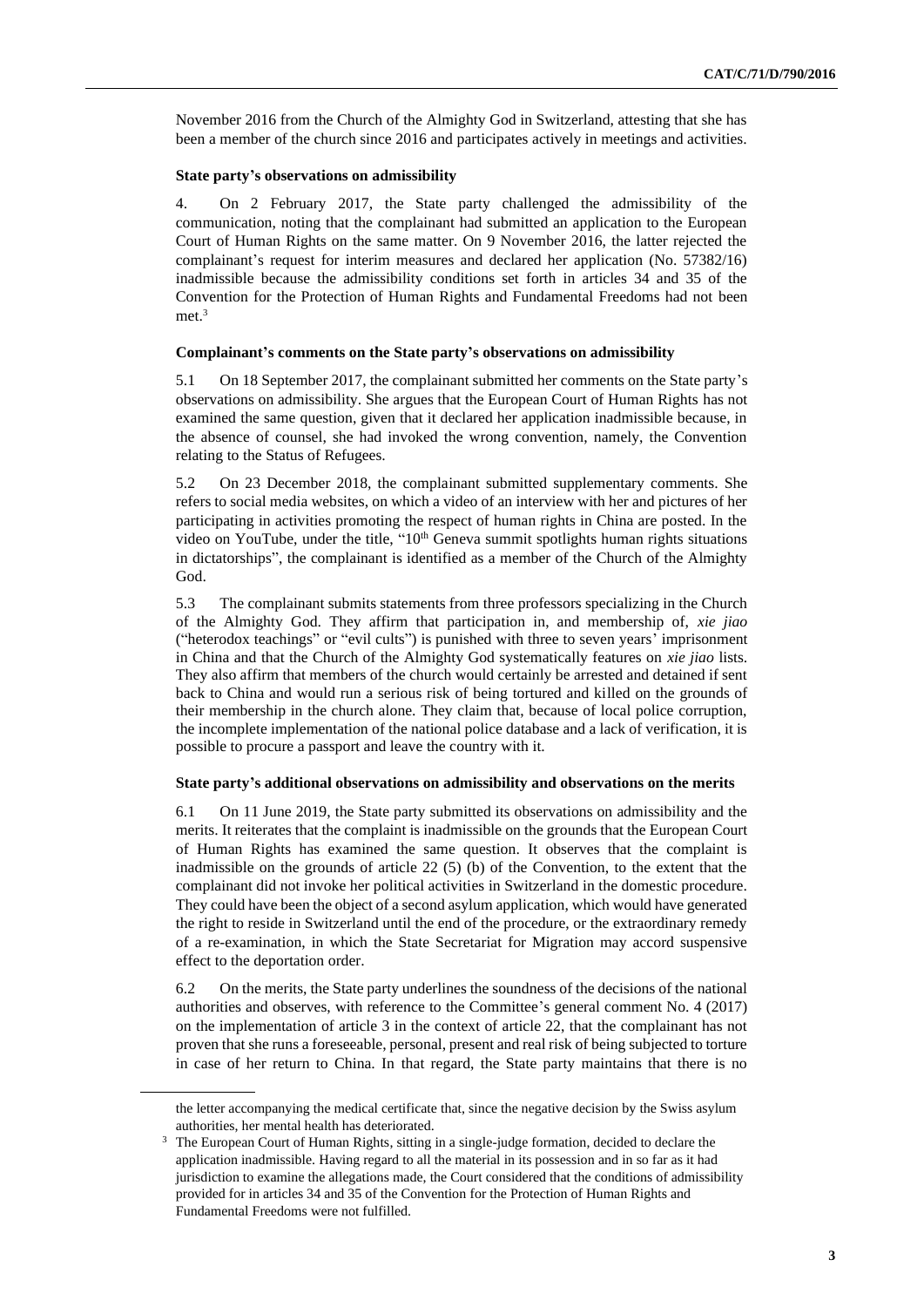November 2016 from the Church of the Almighty God in Switzerland, attesting that she has been a member of the church since 2016 and participates actively in meetings and activities.

**State party's observations on admissibility**

4. On 2 February 2017, the State party challenged the admissibility of the communication, noting that the complainant had submitted an application to the European Court of Human Rights on the same matter. On 9 November 2016, the latter rejected the complainant's request for interim measures and declared her application (No. 57382/16) inadmissible because the admissibility conditions set forth in articles 34 and 35 of the Convention for the Protection of Human Rights and Fundamental Freedoms had not been met.[3]

**Complainant's comments on the State party's observations on admissibility**

5.1 On 18 September 2017, the complainant submitted her comments on the State party's observations on admissibility. She argues that the European Court of Human Rights has not examined the same question, given that it declared her application inadmissible because, in the absence of counsel, she had invoked the wrong convention, namely, the Convention relating to the Status of Refugees.

5.2 On 23 December 2018, the complainant submitted supplementary comments. She refers to social media websites, on which a video of an interview with her and pictures of her participating in activities promoting the respect of human rights in China are posted. In the video on YouTube, under the title, "10th Geneva summit spotlights human rights situations in dictatorships", the complainant is identified as a member of the Church of the Almighty God.

5.3 The complainant submits statements from three professors specializing in the Church of the Almighty God. They affirm that participation in, and membership of, *xie jiao* ("heterodox teachings" or "evil cults") is punished with three to seven years' imprisonment in China and that the Church of the Almighty God systematically features on *xie jiao* lists. They also affirm that members of the church would certainly be arrested and detained if sent back to China and would run a serious risk of being tortured and killed on the grounds of their membership in the church alone. They claim that, because of local police corruption, the incomplete implementation of the national police database and a lack of verification, it is possible to procure a passport and leave the country with it.

**State party's additional observations on admissibility and observations on the merits**

6.1 On 11 June 2019, the State party submitted its observations on admissibility and the merits. It reiterates that the complaint is inadmissible on the grounds that the European Court of Human Rights has examined the same question. It observes that the complaint is inadmissible on the grounds of article 22 (5) (b) of the Convention, to the extent that the complainant did not invoke her political activities in Switzerland in the domestic procedure. They could have been the object of a second asylum application, which would have generated the right to reside in Switzerland until the end of the procedure, or the extraordinary remedy of a re-examination, in which the State Secretariat for Migration may accord suspensive effect to the deportation order.

6.2 On the merits, the State party underlines the soundness of the decisions of the national authorities and observes, with reference to the Committee's general comment No. 4 (2017) on the implementation of article 3 in the context of article 22, that the complainant has not proven that she runs a foreseeable, personal, present and real risk of being subjected to torture in case of her return to China. In that regard, the State party maintains that there is no

---

the letter accompanying the medical certificate that, since the negative decision by the Swiss asylum authorities, her mental health has deteriorated.

[3] The European Court of Human Rights, sitting in a single-judge formation, decided to declare the application inadmissible. Having regard to all the material in its possession and in so far as it had jurisdiction to examine the allegations made, the Court considered that the conditions of admissibility provided for in articles 34 and 35 of the Convention for the Protection of Human Rights and Fundamental Freedoms were not fulfilled.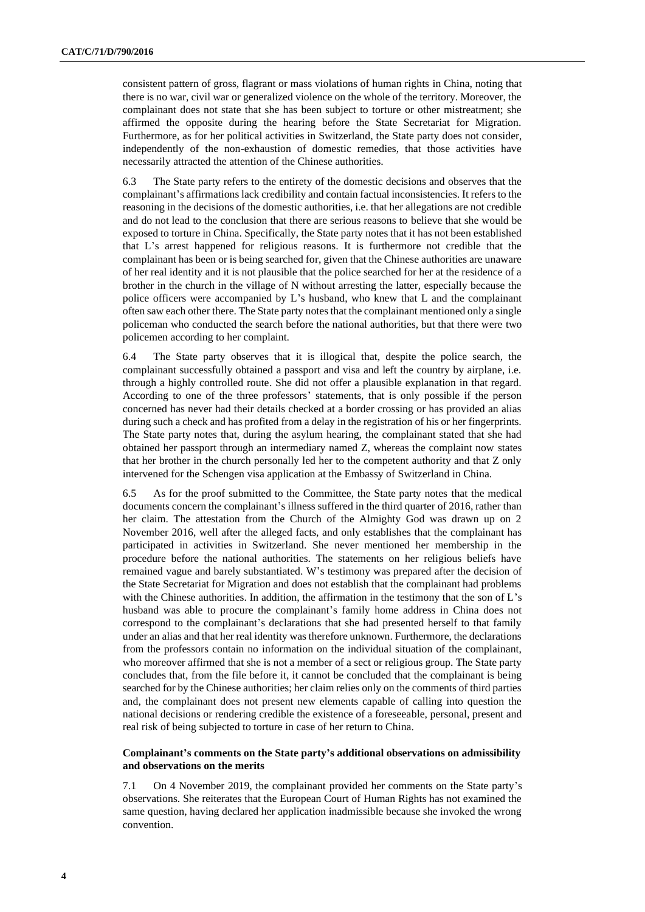consistent pattern of gross, flagrant or mass violations of human rights in China, noting that there is no war, civil war or generalized violence on the whole of the territory. Moreover, the complainant does not state that she has been subject to torture or other mistreatment; she affirmed the opposite during the hearing before the State Secretariat for Migration. Furthermore, as for her political activities in Switzerland, the State party does not consider, independently of the non-exhaustion of domestic remedies, that those activities have necessarily attracted the attention of the Chinese authorities.

6.3 The State party refers to the entirety of the domestic decisions and observes that the complainant's affirmations lack credibility and contain factual inconsistencies. It refers to the reasoning in the decisions of the domestic authorities, i.e. that her allegations are not credible and do not lead to the conclusion that there are serious reasons to believe that she would be exposed to torture in China. Specifically, the State party notes that it has not been established that L's arrest happened for religious reasons. It is furthermore not credible that the complainant has been or is being searched for, given that the Chinese authorities are unaware of her real identity and it is not plausible that the police searched for her at the residence of a brother in the church in the village of N without arresting the latter, especially because the police officers were accompanied by L's husband, who knew that L and the complainant often saw each other there. The State party notes that the complainant mentioned only a single policeman who conducted the search before the national authorities, but that there were two policemen according to her complaint.

6.4 The State party observes that it is illogical that, despite the police search, the complainant successfully obtained a passport and visa and left the country by airplane, i.e. through a highly controlled route. She did not offer a plausible explanation in that regard. According to one of the three professors' statements, that is only possible if the person concerned has never had their details checked at a border crossing or has provided an alias during such a check and has profited from a delay in the registration of his or her fingerprints. The State party notes that, during the asylum hearing, the complainant stated that she had obtained her passport through an intermediary named Z, whereas the complaint now states that her brother in the church personally led her to the competent authority and that Z only intervened for the Schengen visa application at the Embassy of Switzerland in China.

6.5 As for the proof submitted to the Committee, the State party notes that the medical documents concern the complainant's illness suffered in the third quarter of 2016, rather than her claim. The attestation from the Church of the Almighty God was drawn up on 2 November 2016, well after the alleged facts, and only establishes that the complainant has participated in activities in Switzerland. She never mentioned her membership in the procedure before the national authorities. The statements on her religious beliefs have remained vague and barely substantiated. W's testimony was prepared after the decision of the State Secretariat for Migration and does not establish that the complainant had problems with the Chinese authorities. In addition, the affirmation in the testimony that the son of L's husband was able to procure the complainant's family home address in China does not correspond to the complainant's declarations that she had presented herself to that family under an alias and that her real identity was therefore unknown. Furthermore, the declarations from the professors contain no information on the individual situation of the complainant, who moreover affirmed that she is not a member of a sect or religious group. The State party concludes that, from the file before it, it cannot be concluded that the complainant is being searched for by the Chinese authorities; her claim relies only on the comments of third parties and, the complainant does not present new elements capable of calling into question the national decisions or rendering credible the existence of a foreseeable, personal, present and real risk of being subjected to torture in case of her return to China.

### Complainant's comments on the State party's additional observations on admissibility and observations on the merits

7.1 On 4 November 2019, the complainant provided her comments on the State party's observations. She reiterates that the European Court of Human Rights has not examined the same question, having declared her application inadmissible because she invoked the wrong convention.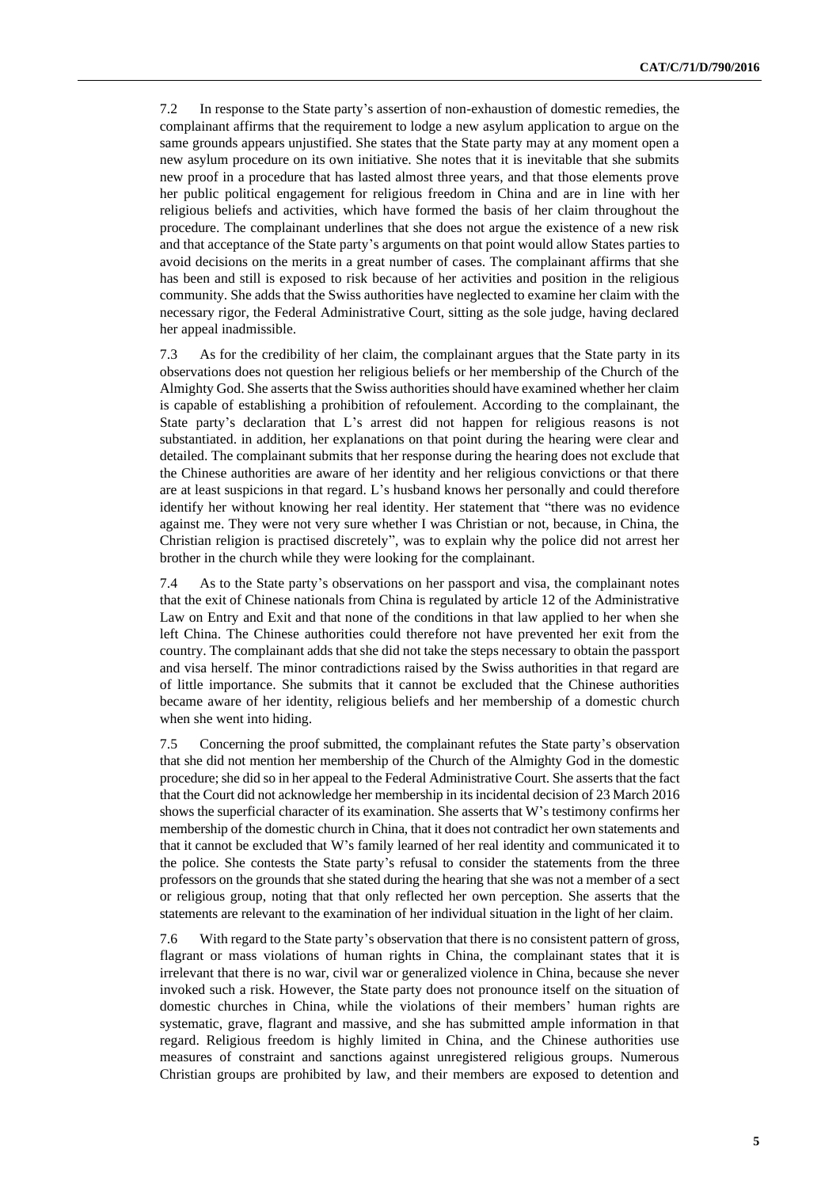7.2 In response to the State party's assertion of non-exhaustion of domestic remedies, the complainant affirms that the requirement to lodge a new asylum application to argue on the same grounds appears unjustified. She states that the State party may at any moment open a new asylum procedure on its own initiative. She notes that it is inevitable that she submits new proof in a procedure that has lasted almost three years, and that those elements prove her public political engagement for religious freedom in China and are in line with her religious beliefs and activities, which have formed the basis of her claim throughout the procedure. The complainant underlines that she does not argue the existence of a new risk and that acceptance of the State party's arguments on that point would allow States parties to avoid decisions on the merits in a great number of cases. The complainant affirms that she has been and still is exposed to risk because of her activities and position in the religious community. She adds that the Swiss authorities have neglected to examine her claim with the necessary rigor, the Federal Administrative Court, sitting as the sole judge, having declared her appeal inadmissible.

7.3 As for the credibility of her claim, the complainant argues that the State party in its observations does not question her religious beliefs or her membership of the Church of the Almighty God. She asserts that the Swiss authorities should have examined whether her claim is capable of establishing a prohibition of refoulement. According to the complainant, the State party's declaration that L's arrest did not happen for religious reasons is not substantiated. in addition, her explanations on that point during the hearing were clear and detailed. The complainant submits that her response during the hearing does not exclude that the Chinese authorities are aware of her identity and her religious convictions or that there are at least suspicions in that regard. L's husband knows her personally and could therefore identify her without knowing her real identity. Her statement that "there was no evidence against me. They were not very sure whether I was Christian or not, because, in China, the Christian religion is practised discretely", was to explain why the police did not arrest her brother in the church while they were looking for the complainant.

7.4 As to the State party's observations on her passport and visa, the complainant notes that the exit of Chinese nationals from China is regulated by article 12 of the Administrative Law on Entry and Exit and that none of the conditions in that law applied to her when she left China. The Chinese authorities could therefore not have prevented her exit from the country. The complainant adds that she did not take the steps necessary to obtain the passport and visa herself. The minor contradictions raised by the Swiss authorities in that regard are of little importance. She submits that it cannot be excluded that the Chinese authorities became aware of her identity, religious beliefs and her membership of a domestic church when she went into hiding.

7.5 Concerning the proof submitted, the complainant refutes the State party's observation that she did not mention her membership of the Church of the Almighty God in the domestic procedure; she did so in her appeal to the Federal Administrative Court. She asserts that the fact that the Court did not acknowledge her membership in its incidental decision of 23 March 2016 shows the superficial character of its examination. She asserts that W's testimony confirms her membership of the domestic church in China, that it does not contradict her own statements and that it cannot be excluded that W's family learned of her real identity and communicated it to the police. She contests the State party's refusal to consider the statements from the three professors on the grounds that she stated during the hearing that she was not a member of a sect or religious group, noting that that only reflected her own perception. She asserts that the statements are relevant to the examination of her individual situation in the light of her claim.

7.6 With regard to the State party's observation that there is no consistent pattern of gross, flagrant or mass violations of human rights in China, the complainant states that it is irrelevant that there is no war, civil war or generalized violence in China, because she never invoked such a risk. However, the State party does not pronounce itself on the situation of domestic churches in China, while the violations of their members' human rights are systematic, grave, flagrant and massive, and she has submitted ample information in that regard. Religious freedom is highly limited in China, and the Chinese authorities use measures of constraint and sanctions against unregistered religious groups. Numerous Christian groups are prohibited by law, and their members are exposed to detention and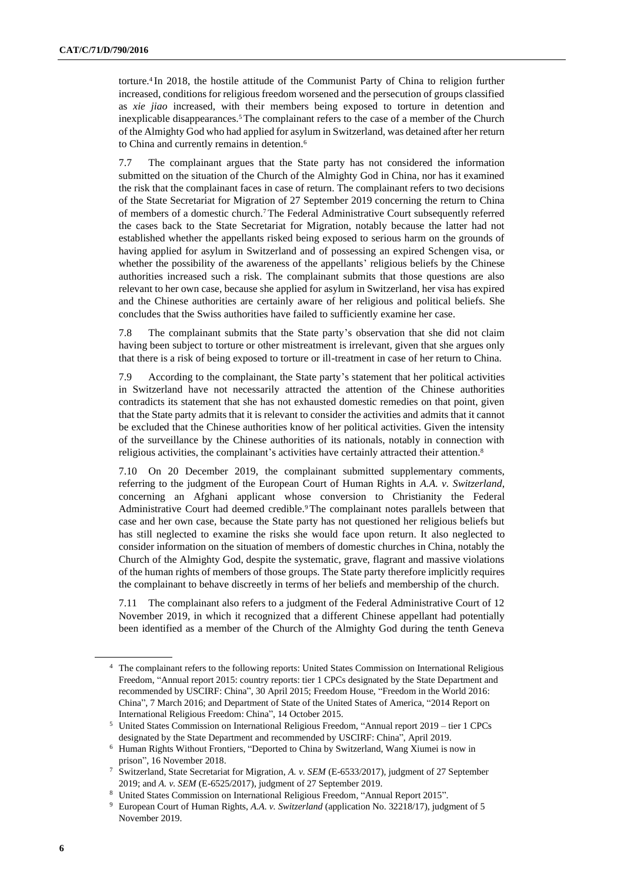torture.[4] In 2018, the hostile attitude of the Communist Party of China to religion further increased, conditions for religious freedom worsened and the persecution of groups classified as *xie jiao* increased, with their members being exposed to torture in detention and inexplicable disappearances.[5] The complainant refers to the case of a member of the Church of the Almighty God who had applied for asylum in Switzerland, was detained after her return to China and currently remains in detention.[6]

7.7 The complainant argues that the State party has not considered the information submitted on the situation of the Church of the Almighty God in China, nor has it examined the risk that the complainant faces in case of return. The complainant refers to two decisions of the State Secretariat for Migration of 27 September 2019 concerning the return to China of members of a domestic church.[7] The Federal Administrative Court subsequently referred the cases back to the State Secretariat for Migration, notably because the latter had not established whether the appellants risked being exposed to serious harm on the grounds of having applied for asylum in Switzerland and of possessing an expired Schengen visa, or whether the possibility of the awareness of the appellants' religious beliefs by the Chinese authorities increased such a risk. The complainant submits that those questions are also relevant to her own case, because she applied for asylum in Switzerland, her visa has expired and the Chinese authorities are certainly aware of her religious and political beliefs. She concludes that the Swiss authorities have failed to sufficiently examine her case.

7.8 The complainant submits that the State party's observation that she did not claim having been subject to torture or other mistreatment is irrelevant, given that she argues only that there is a risk of being exposed to torture or ill-treatment in case of her return to China.

7.9 According to the complainant, the State party's statement that her political activities in Switzerland have not necessarily attracted the attention of the Chinese authorities contradicts its statement that she has not exhausted domestic remedies on that point, given that the State party admits that it is relevant to consider the activities and admits that it cannot be excluded that the Chinese authorities know of her political activities. Given the intensity of the surveillance by the Chinese authorities of its nationals, notably in connection with religious activities, the complainant's activities have certainly attracted their attention.[8]

7.10 On 20 December 2019, the complainant submitted supplementary comments, referring to the judgment of the European Court of Human Rights in *A.A. v. Switzerland*, concerning an Afghani applicant whose conversion to Christianity the Federal Administrative Court had deemed credible.[9] The complainant notes parallels between that case and her own case, because the State party has not questioned her religious beliefs but has still neglected to examine the risks she would face upon return. It also neglected to consider information on the situation of members of domestic churches in China, notably the Church of the Almighty God, despite the systematic, grave, flagrant and massive violations of the human rights of members of those groups. The State party therefore implicitly requires the complainant to behave discreetly in terms of her beliefs and membership of the church.

7.11 The complainant also refers to a judgment of the Federal Administrative Court of 12 November 2019, in which it recognized that a different Chinese appellant had potentially been identified as a member of the Church of the Almighty God during the tenth Geneva

---

[4] The complainant refers to the following reports: United States Commission on International Religious Freedom, "Annual report 2015: country reports: tier 1 CPCs designated by the State Department and recommended by USCIRF: China", 30 April 2015; Freedom House, "Freedom in the World 2016: China", 7 March 2016; and Department of State of the United States of America, "2014 Report on International Religious Freedom: China", 14 October 2015.

[5] United States Commission on International Religious Freedom, "Annual report 2019 – tier 1 CPCs designated by the State Department and recommended by USCIRF: China", April 2019.

[6] Human Rights Without Frontiers, "Deported to China by Switzerland, Wang Xiumei is now in prison", 16 November 2018.

[7] Switzerland, State Secretariat for Migration, *A. v. SEM* (E-6533/2017), judgment of 27 September 2019; and *A. v. SEM* (E-6525/2017), judgment of 27 September 2019.

[8] United States Commission on International Religious Freedom, "Annual Report 2015".

[9] European Court of Human Rights, *A.A. v. Switzerland* (application No. 32218/17), judgment of 5 November 2019.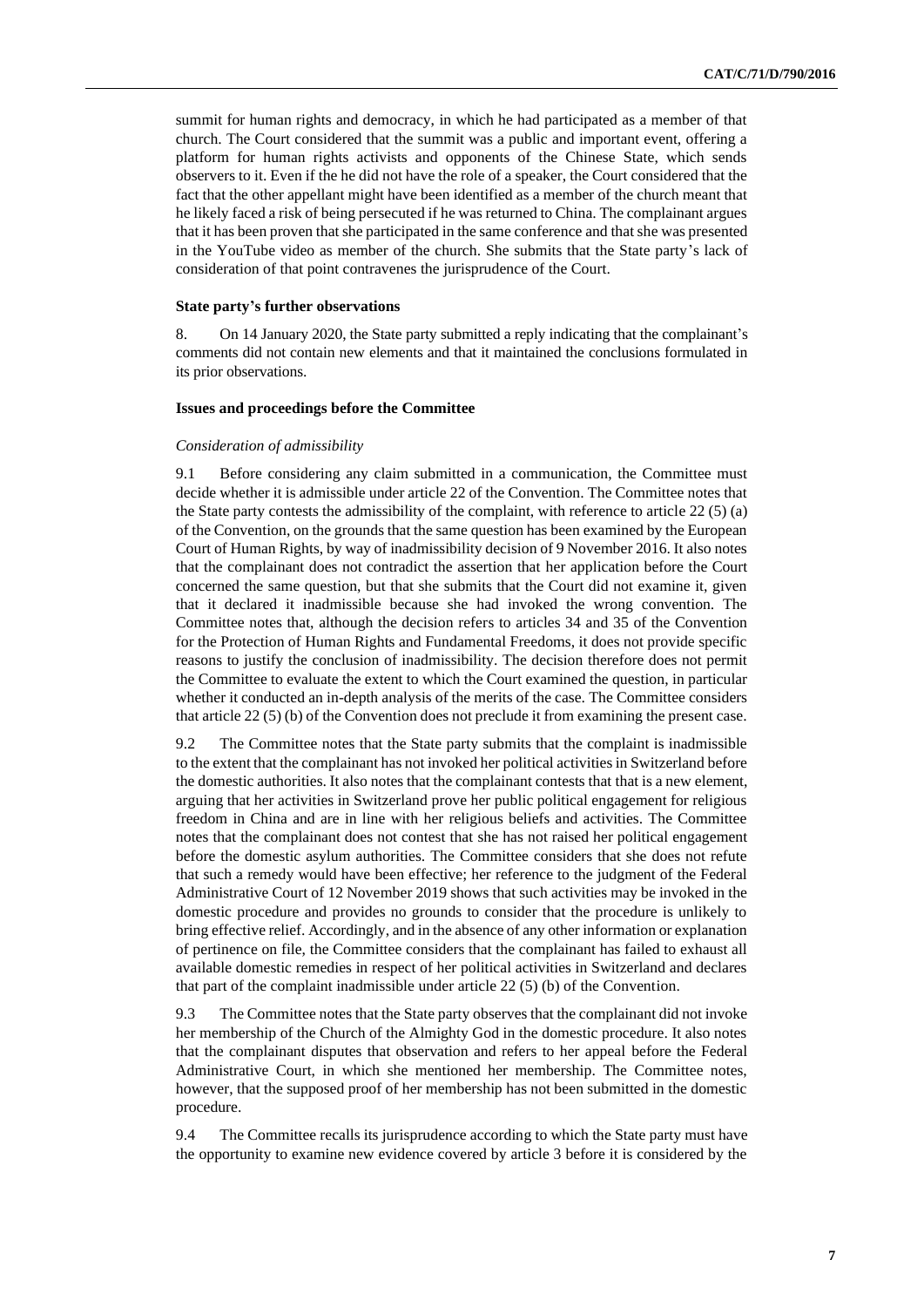summit for human rights and democracy, in which he had participated as a member of that church. The Court considered that the summit was a public and important event, offering a platform for human rights activists and opponents of the Chinese State, which sends observers to it. Even if the he did not have the role of a speaker, the Court considered that the fact that the other appellant might have been identified as a member of the church meant that he likely faced a risk of being persecuted if he was returned to China. The complainant argues that it has been proven that she participated in the same conference and that she was presented in the YouTube video as member of the church. She submits that the State party's lack of consideration of that point contravenes the jurisprudence of the Court.

#### State party's further observations

8. On 14 January 2020, the State party submitted a reply indicating that the complainant's comments did not contain new elements and that it maintained the conclusions formulated in its prior observations.

#### Issues and proceedings before the Committee

*Consideration of admissibility*

9.1 Before considering any claim submitted in a communication, the Committee must decide whether it is admissible under article 22 of the Convention. The Committee notes that the State party contests the admissibility of the complaint, with reference to article 22 (5) (a) of the Convention, on the grounds that the same question has been examined by the European Court of Human Rights, by way of inadmissibility decision of 9 November 2016. It also notes that the complainant does not contradict the assertion that her application before the Court concerned the same question, but that she submits that the Court did not examine it, given that it declared it inadmissible because she had invoked the wrong convention. The Committee notes that, although the decision refers to articles 34 and 35 of the Convention for the Protection of Human Rights and Fundamental Freedoms, it does not provide specific reasons to justify the conclusion of inadmissibility. The decision therefore does not permit the Committee to evaluate the extent to which the Court examined the question, in particular whether it conducted an in-depth analysis of the merits of the case. The Committee considers that article 22 (5) (b) of the Convention does not preclude it from examining the present case.

9.2 The Committee notes that the State party submits that the complaint is inadmissible to the extent that the complainant has not invoked her political activities in Switzerland before the domestic authorities. It also notes that the complainant contests that that is a new element, arguing that her activities in Switzerland prove her public political engagement for religious freedom in China and are in line with her religious beliefs and activities. The Committee notes that the complainant does not contest that she has not raised her political engagement before the domestic asylum authorities. The Committee considers that she does not refute that such a remedy would have been effective; her reference to the judgment of the Federal Administrative Court of 12 November 2019 shows that such activities may be invoked in the domestic procedure and provides no grounds to consider that the procedure is unlikely to bring effective relief. Accordingly, and in the absence of any other information or explanation of pertinence on file, the Committee considers that the complainant has failed to exhaust all available domestic remedies in respect of her political activities in Switzerland and declares that part of the complaint inadmissible under article 22 (5) (b) of the Convention.

9.3 The Committee notes that the State party observes that the complainant did not invoke her membership of the Church of the Almighty God in the domestic procedure. It also notes that the complainant disputes that observation and refers to her appeal before the Federal Administrative Court, in which she mentioned her membership. The Committee notes, however, that the supposed proof of her membership has not been submitted in the domestic procedure.

9.4 The Committee recalls its jurisprudence according to which the State party must have the opportunity to examine new evidence covered by article 3 before it is considered by the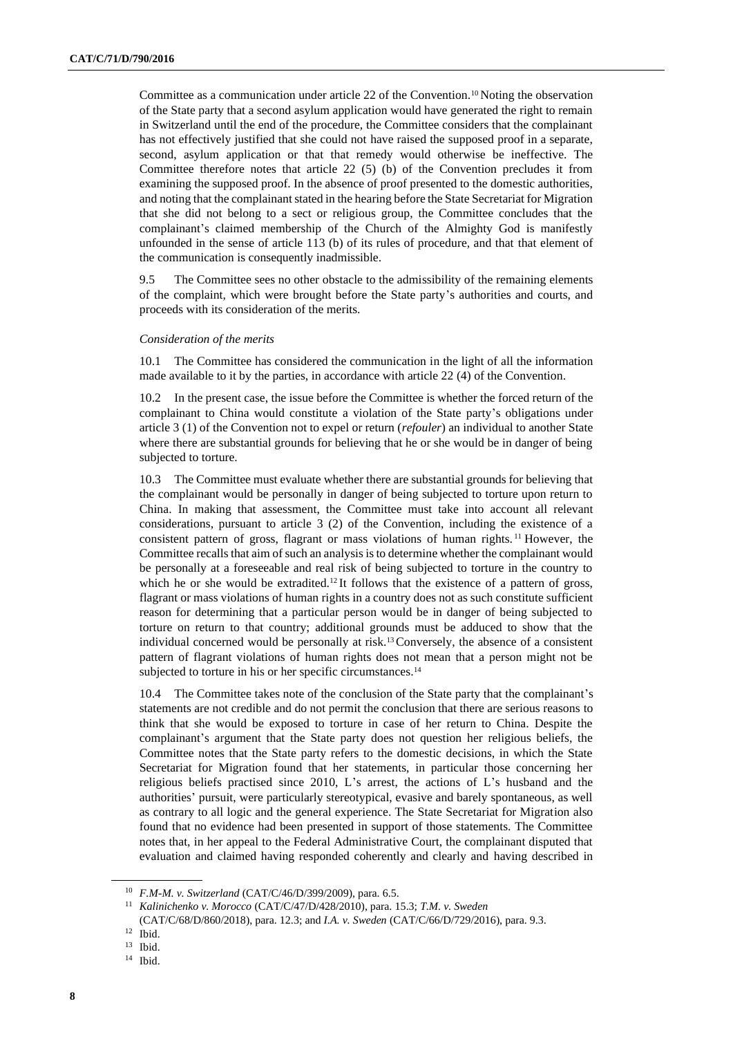Committee as a communication under article 22 of the Convention.[10] Noting the observation of the State party that a second asylum application would have generated the right to remain in Switzerland until the end of the procedure, the Committee considers that the complainant has not effectively justified that she could not have raised the supposed proof in a separate, second, asylum application or that that remedy would otherwise be ineffective. The Committee therefore notes that article 22 (5) (b) of the Convention precludes it from examining the supposed proof. In the absence of proof presented to the domestic authorities, and noting that the complainant stated in the hearing before the State Secretariat for Migration that she did not belong to a sect or religious group, the Committee concludes that the complainant's claimed membership of the Church of the Almighty God is manifestly unfounded in the sense of article 113 (b) of its rules of procedure, and that that element of the communication is consequently inadmissible.

9.5 The Committee sees no other obstacle to the admissibility of the remaining elements of the complaint, which were brought before the State party's authorities and courts, and proceeds with its consideration of the merits.

*Consideration of the merits*

10.1 The Committee has considered the communication in the light of all the information made available to it by the parties, in accordance with article 22 (4) of the Convention.

10.2 In the present case, the issue before the Committee is whether the forced return of the complainant to China would constitute a violation of the State party's obligations under article 3 (1) of the Convention not to expel or return (*refouler*) an individual to another State where there are substantial grounds for believing that he or she would be in danger of being subjected to torture.

10.3 The Committee must evaluate whether there are substantial grounds for believing that the complainant would be personally in danger of being subjected to torture upon return to China. In making that assessment, the Committee must take into account all relevant considerations, pursuant to article 3 (2) of the Convention, including the existence of a consistent pattern of gross, flagrant or mass violations of human rights.[11] However, the Committee recalls that aim of such an analysis is to determine whether the complainant would be personally at a foreseeable and real risk of being subjected to torture in the country to which he or she would be extradited.[12] It follows that the existence of a pattern of gross, flagrant or mass violations of human rights in a country does not as such constitute sufficient reason for determining that a particular person would be in danger of being subjected to torture on return to that country; additional grounds must be adduced to show that the individual concerned would be personally at risk.[13] Conversely, the absence of a consistent pattern of flagrant violations of human rights does not mean that a person might not be subjected to torture in his or her specific circumstances.[14]

10.4 The Committee takes note of the conclusion of the State party that the complainant's statements are not credible and do not permit the conclusion that there are serious reasons to think that she would be exposed to torture in case of her return to China. Despite the complainant's argument that the State party does not question her religious beliefs, the Committee notes that the State party refers to the domestic decisions, in which the State Secretariat for Migration found that her statements, in particular those concerning her religious beliefs practised since 2010, L's arrest, the actions of L's husband and the authorities' pursuit, were particularly stereotypical, evasive and barely spontaneous, as well as contrary to all logic and the general experience. The State Secretariat for Migration also found that no evidence had been presented in support of those statements. The Committee notes that, in her appeal to the Federal Administrative Court, the complainant disputed that evaluation and claimed having responded coherently and clearly and having described in

---

[10] *F.M-M. v. Switzerland* (CAT/C/46/D/399/2009), para. 6.5.

[11] *Kalinichenko v. Morocco* (CAT/C/47/D/428/2010), para. 15.3; *T.M. v. Sweden* (CAT/C/68/D/860/2018), para. 12.3; and *I.A. v. Sweden* (CAT/C/66/D/729/2016), para. 9.3.

[12] Ibid.

[13] Ibid.

[14] Ibid.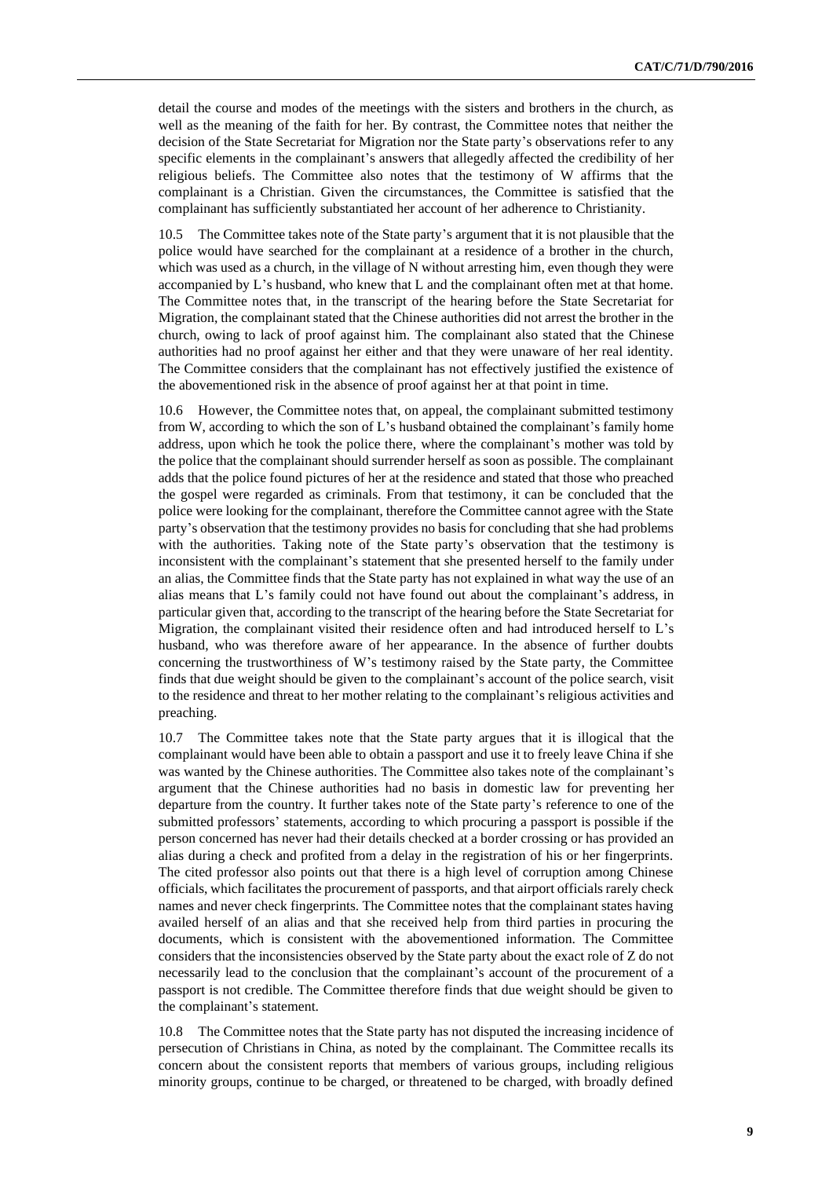detail the course and modes of the meetings with the sisters and brothers in the church, as well as the meaning of the faith for her. By contrast, the Committee notes that neither the decision of the State Secretariat for Migration nor the State party's observations refer to any specific elements in the complainant's answers that allegedly affected the credibility of her religious beliefs. The Committee also notes that the testimony of W affirms that the complainant is a Christian. Given the circumstances, the Committee is satisfied that the complainant has sufficiently substantiated her account of her adherence to Christianity.

10.5 The Committee takes note of the State party's argument that it is not plausible that the police would have searched for the complainant at a residence of a brother in the church, which was used as a church, in the village of N without arresting him, even though they were accompanied by L's husband, who knew that L and the complainant often met at that home. The Committee notes that, in the transcript of the hearing before the State Secretariat for Migration, the complainant stated that the Chinese authorities did not arrest the brother in the church, owing to lack of proof against him. The complainant also stated that the Chinese authorities had no proof against her either and that they were unaware of her real identity. The Committee considers that the complainant has not effectively justified the existence of the abovementioned risk in the absence of proof against her at that point in time.

10.6 However, the Committee notes that, on appeal, the complainant submitted testimony from W, according to which the son of L's husband obtained the complainant's family home address, upon which he took the police there, where the complainant's mother was told by the police that the complainant should surrender herself as soon as possible. The complainant adds that the police found pictures of her at the residence and stated that those who preached the gospel were regarded as criminals. From that testimony, it can be concluded that the police were looking for the complainant, therefore the Committee cannot agree with the State party's observation that the testimony provides no basis for concluding that she had problems with the authorities. Taking note of the State party's observation that the testimony is inconsistent with the complainant's statement that she presented herself to the family under an alias, the Committee finds that the State party has not explained in what way the use of an alias means that L's family could not have found out about the complainant's address, in particular given that, according to the transcript of the hearing before the State Secretariat for Migration, the complainant visited their residence often and had introduced herself to L's husband, who was therefore aware of her appearance. In the absence of further doubts concerning the trustworthiness of W's testimony raised by the State party, the Committee finds that due weight should be given to the complainant's account of the police search, visit to the residence and threat to her mother relating to the complainant's religious activities and preaching.

10.7 The Committee takes note that the State party argues that it is illogical that the complainant would have been able to obtain a passport and use it to freely leave China if she was wanted by the Chinese authorities. The Committee also takes note of the complainant's argument that the Chinese authorities had no basis in domestic law for preventing her departure from the country. It further takes note of the State party's reference to one of the submitted professors' statements, according to which procuring a passport is possible if the person concerned has never had their details checked at a border crossing or has provided an alias during a check and profited from a delay in the registration of his or her fingerprints. The cited professor also points out that there is a high level of corruption among Chinese officials, which facilitates the procurement of passports, and that airport officials rarely check names and never check fingerprints. The Committee notes that the complainant states having availed herself of an alias and that she received help from third parties in procuring the documents, which is consistent with the abovementioned information. The Committee considers that the inconsistencies observed by the State party about the exact role of Z do not necessarily lead to the conclusion that the complainant's account of the procurement of a passport is not credible. The Committee therefore finds that due weight should be given to the complainant's statement.

10.8 The Committee notes that the State party has not disputed the increasing incidence of persecution of Christians in China, as noted by the complainant. The Committee recalls its concern about the consistent reports that members of various groups, including religious minority groups, continue to be charged, or threatened to be charged, with broadly defined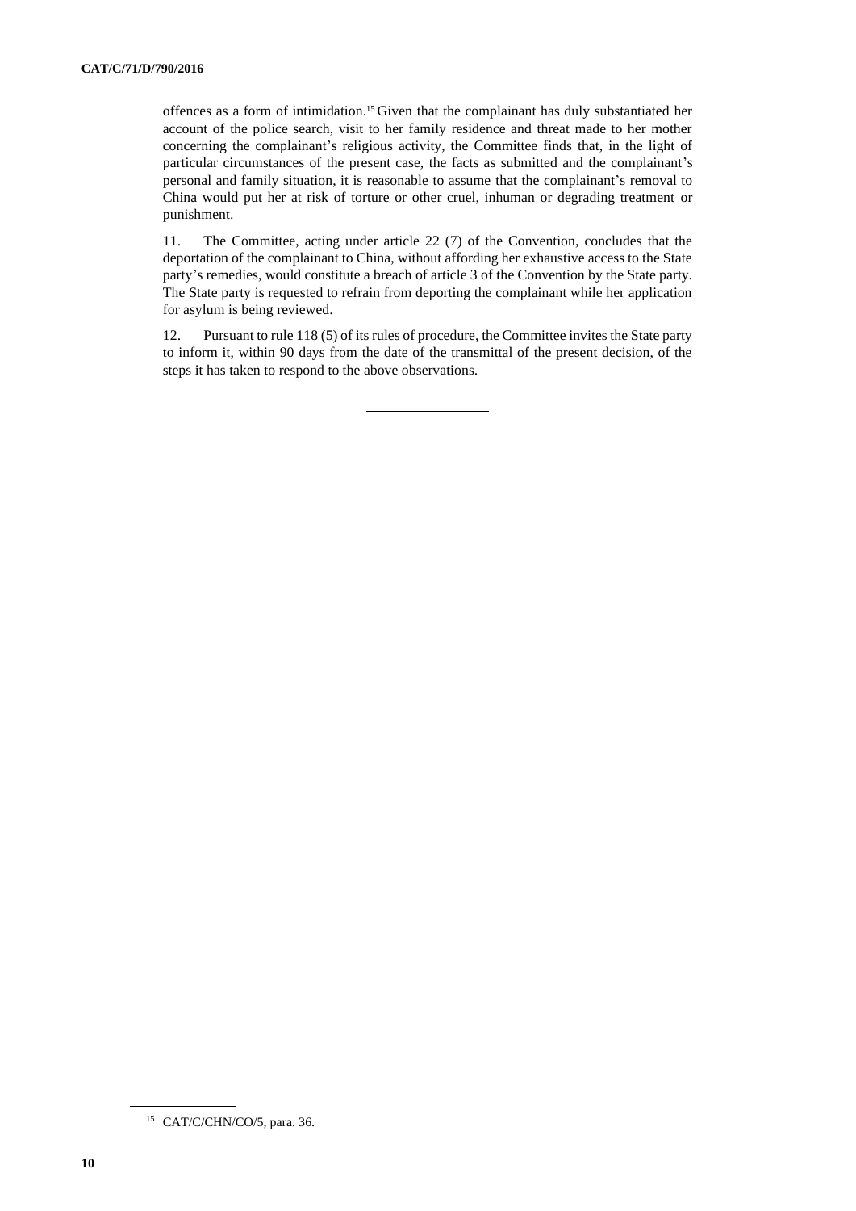offences as a form of intimidation.[15] Given that the complainant has duly substantiated her account of the police search, visit to her family residence and threat made to her mother concerning the complainant's religious activity, the Committee finds that, in the light of particular circumstances of the present case, the facts as submitted and the complainant's personal and family situation, it is reasonable to assume that the complainant's removal to China would put her at risk of torture or other cruel, inhuman or degrading treatment or punishment.

11. The Committee, acting under article 22 (7) of the Convention, concludes that the deportation of the complainant to China, without affording her exhaustive access to the State party's remedies, would constitute a breach of article 3 of the Convention by the State party. The State party is requested to refrain from deporting the complainant while her application for asylum is being reviewed.

12. Pursuant to rule 118 (5) of its rules of procedure, the Committee invites the State party to inform it, within 90 days from the date of the transmittal of the present decision, of the steps it has taken to respond to the above observations.

---

[15] CAT/C/CHN/CO/5, para. 36.